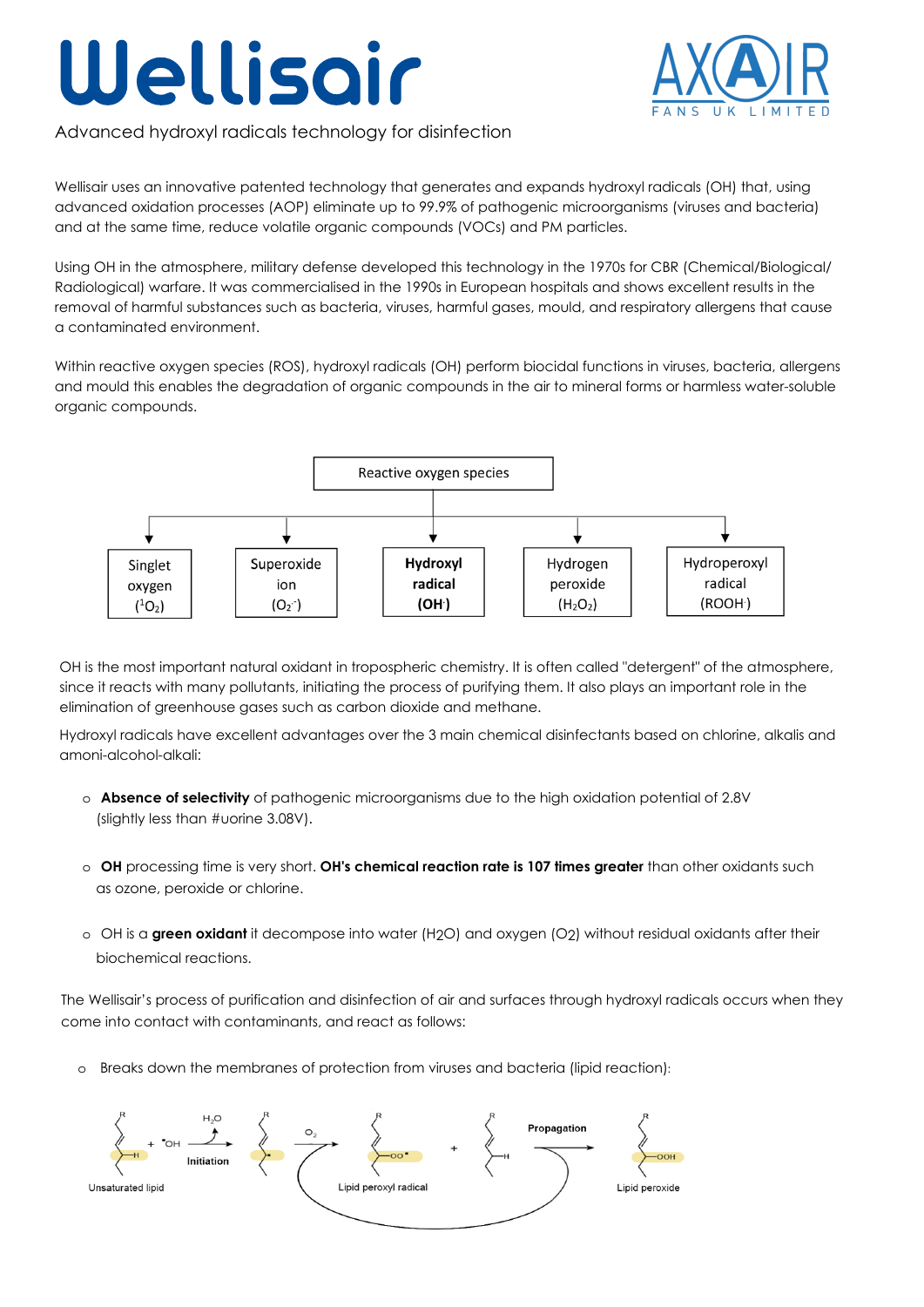# Wellisair

Advanced hydroxyl radicals technology for disinfection

Wellisair uses an innovative patented technology that generates and expands hydroxyl radicals (OH) that, using advanced oxidation processes (AOP) eliminate up to 99.9% of pathogenic microorganisms (viruses and bacteria) and at the same time, reduce volatile organic compounds (VOCs) and PM particles.

Using OH in the atmosphere, military defense developed this technology in the 1970s for CBR (Chemical/Biological/Radiological) warfare. It was commercialised in the 1990s in European hospitals and shows excellent results in the removal of harmful substances such as bacteria, viruses, harmful gases, mould, and respiratory allergens that cause a contaminated environment.

Within reactive oxygen species (ROS), hydroxyl radicals (OH) perform biocidal functions in viruses, bacteria, allergens and mould this enables the degradation of organic compounds in the air to mineral forms or harmless water-soluble organic compounds.

Reactive oxygen species:

- Singlet oxygen ($^1O_2$)
- Superoxide ion ($O_2^{\cdot-}$)
- **Hydroxyl radical ($OH^{\cdot}$)**
- Hydrogen peroxide ($H_2O_2$)
- Hydroperoxyl radical ($ROOH^{\cdot}$)

OH is the most important natural oxidant in tropospheric chemistry. It is often called "detergent" of the atmosphere, since it reacts with many pollutants, initiating the process of purifying them. It also plays an important role in the elimination of greenhouse gases such as carbon dioxide and methane.

Hydroxyl radicals have excellent advantages over the 3 main chemical disinfectants based on chlorine, alkalis and amoni-alcohol-alkali:

- **Absence of selectivity** of pathogenic microorganisms due to the high oxidation potential of 2.8V (slightly less than #uorine 3.08V).
- **OH** processing time is very short. **OH's chemical reaction rate is 107 times greater** than other oxidants such as ozone, peroxide or chlorine.
- OH is a **green oxidant** it decompose into water ($H_2O$) and oxygen ($O_2$) without residual oxidants after their biochemical reactions.

The Wellisair's process of purification and disinfection of air and surfaces through hydroxyl radicals occurs when they come into contact with contaminants, and react as follows:

- Breaks down the membranes of protection from viruses and bacteria (lipid reaction):

Unsaturated lipid + $^{\cdot}OH$ → (Initiation, $H_2O$) → $O_2$ → Lipid peroxyl radical + → (Propagation) → Lipid peroxide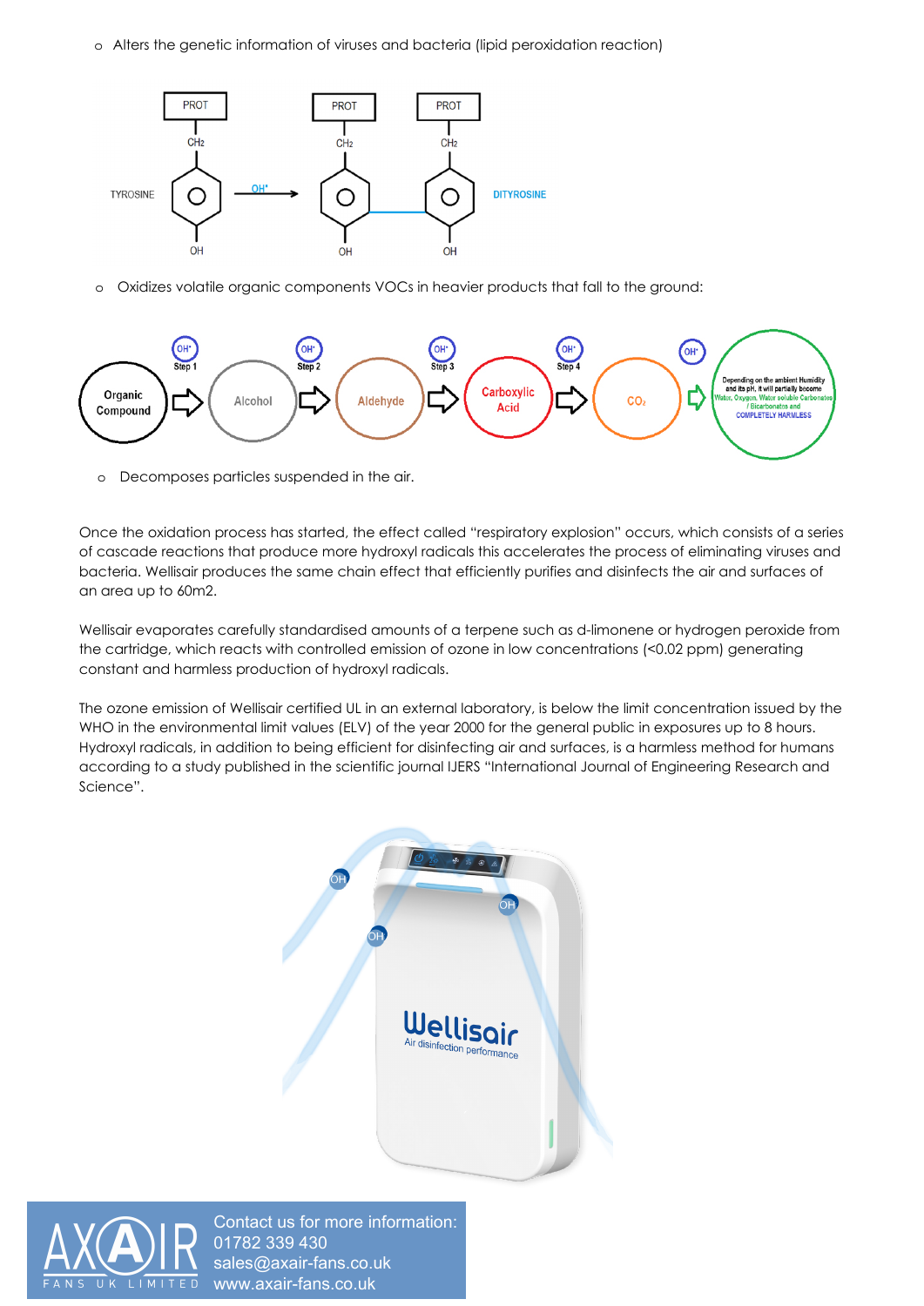- Alters the genetic information of viruses and bacteria (lipid peroxidation reaction)

PROT
$CH_2$
TYROSINE
OH
OH*
PROT
$CH_2$
OH
PROT
$CH_2$
OH
DITYROSINE

- Oxidizes volatile organic components VOCs in heavier products that fall to the ground:

Organic Compound
OH* Step 1
Alcohol
OH* Step 2
Aldehyde
OH* Step 3
Carboxylic Acid
OH* Step 4
$CO_2$
OH*
Depending on the ambient Humidity and its pH, it will partially become Water, Oxygen, Water soluble Carbonates / Bicarbonates and COMPLETELY HARMLESS

- Decomposes particles suspended in the air.

Once the oxidation process has started, the effect called "respiratory explosion" occurs, which consists of a series of cascade reactions that produce more hydroxyl radicals this accelerates the process of eliminating viruses and bacteria. Wellisair produces the same chain effect that efficiently purifies and disinfects the air and surfaces of an area up to 60m2.

Wellisair evaporates carefully standardised amounts of a terpene such as d-limonene or hydrogen peroxide from the cartridge, which reacts with controlled emission of ozone in low concentrations (<0.02 ppm) generating constant and harmless production of hydroxyl radicals.

The ozone emission of Wellisair certified UL in an external laboratory, is below the limit concentration issued by the WHO in the environmental limit values (ELV) of the year 2000 for the general public in exposures up to 8 hours. Hydroxyl radicals, in addition to being efficient for disinfecting air and surfaces, is a harmless method for humans according to a study published in the scientific journal IJERS "International Journal of Engineering Research and Science".

Contact us for more information:
01782 339 430
sales@axair-fans.co.uk
www.axair-fans.co.uk